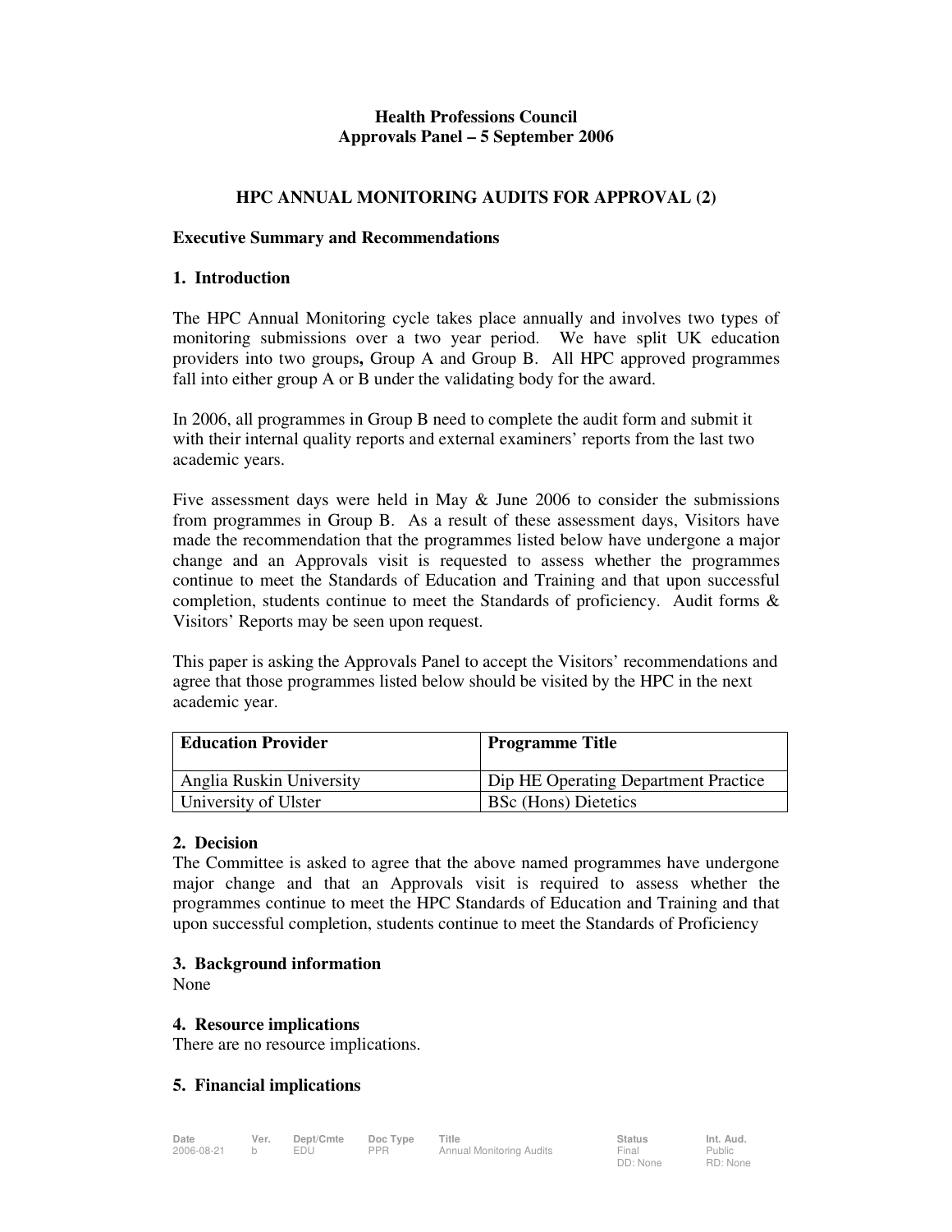**Health Professions Council**
**Approvals Panel – 5 September 2006**

# HPC ANNUAL MONITORING AUDITS FOR APPROVAL (2)

## Executive Summary and Recommendations

### 1. Introduction

The HPC Annual Monitoring cycle takes place annually and involves two types of monitoring submissions over a two year period. We have split UK education providers into two groups**,** Group A and Group B. All HPC approved programmes fall into either group A or B under the validating body for the award.

In 2006, all programmes in Group B need to complete the audit form and submit it with their internal quality reports and external examiners' reports from the last two academic years.

Five assessment days were held in May & June 2006 to consider the submissions from programmes in Group B. As a result of these assessment days, Visitors have made the recommendation that the programmes listed below have undergone a major change and an Approvals visit is requested to assess whether the programmes continue to meet the Standards of Education and Training and that upon successful completion, students continue to meet the Standards of proficiency. Audit forms & Visitors' Reports may be seen upon request.

This paper is asking the Approvals Panel to accept the Visitors' recommendations and agree that those programmes listed below should be visited by the HPC in the next academic year.

| Education Provider | Programme Title |
|---|---|
| Anglia Ruskin University | Dip HE Operating Department Practice |
| University of Ulster | BSc (Hons) Dietetics |

### 2. Decision

The Committee is asked to agree that the above named programmes have undergone major change and that an Approvals visit is required to assess whether the programmes continue to meet the HPC Standards of Education and Training and that upon successful completion, students continue to meet the Standards of Proficiency

### 3. Background information

None

### 4. Resource implications

There are no resource implications.

### 5. Financial implications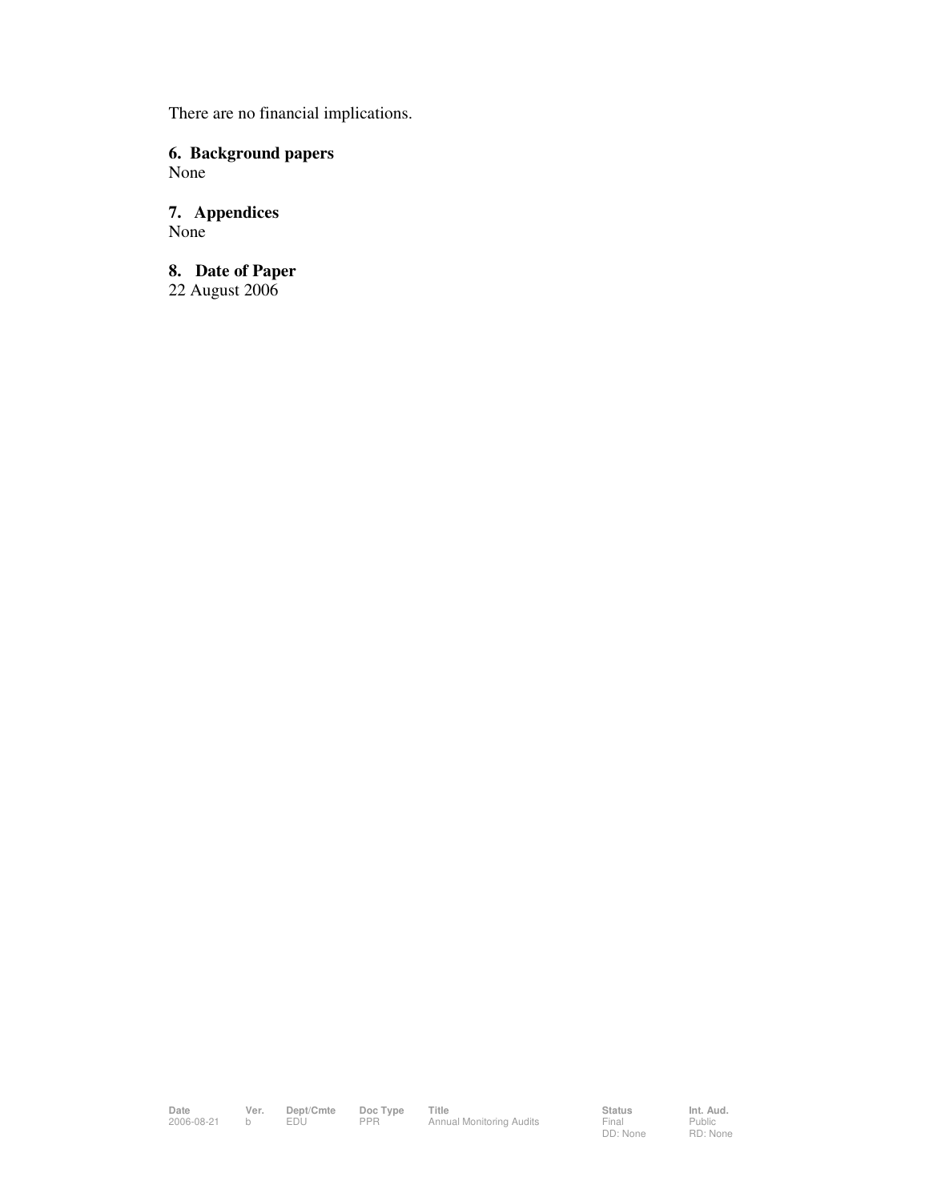There are no financial implications.

### 6. Background papers

None

### 7. Appendices

None

### 8. Date of Paper

22 August 2006